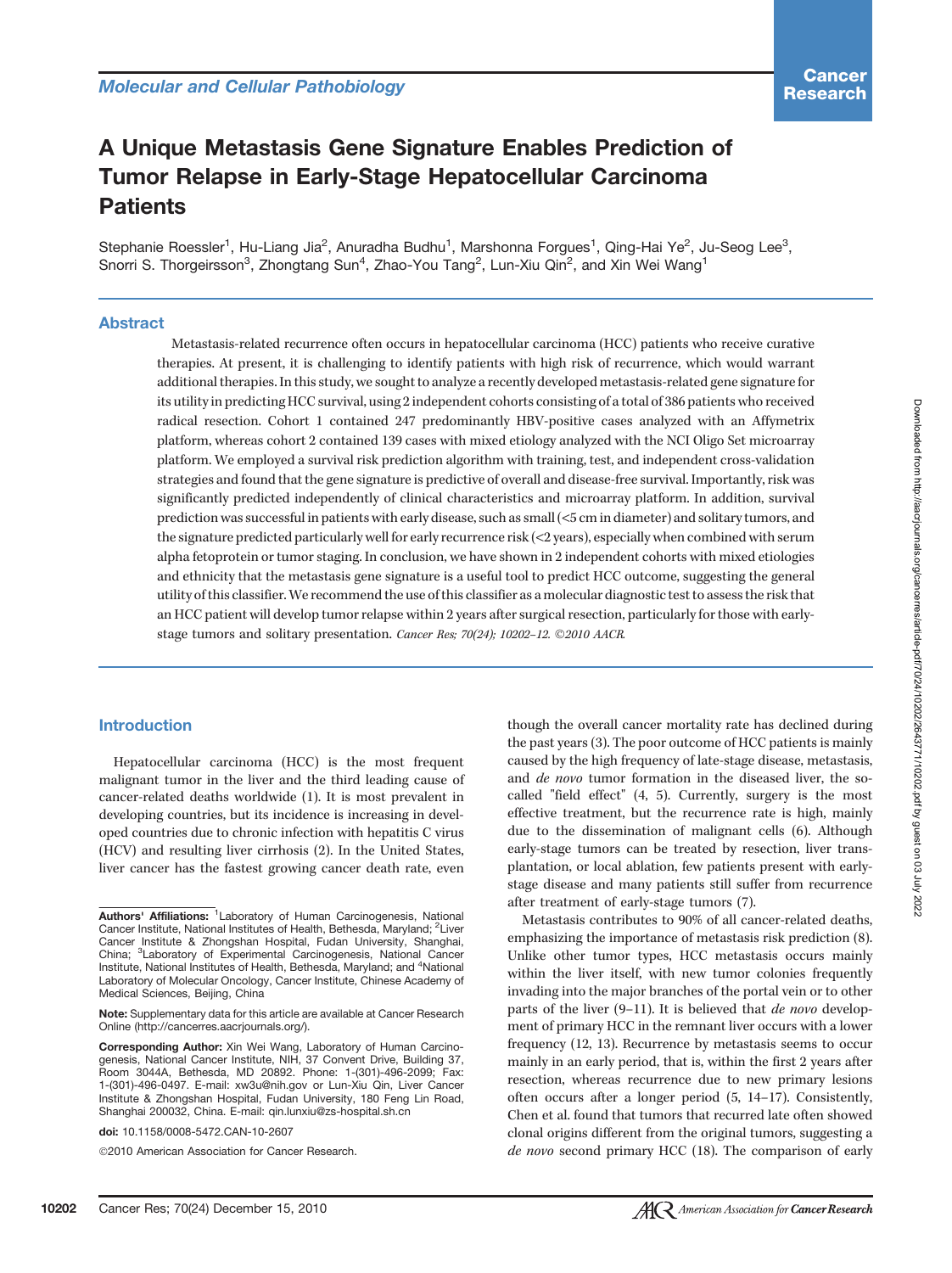Molecular and Cellular Pathobiology

# A Unique Metastasis Gene Signature Enables Prediction of Tumor Relapse in Early-Stage Hepatocellular Carcinoma Patients

Stephanie Roessler[1], Hu-Liang Jia[2], Anuradha Budhu[1], Marshonna Forgues[1], Qing-Hai Ye[2], Ju-Seog Lee[3], Snorri S. Thorgeirsson[3], Zhongtang Sun[4], Zhao-You Tang[2], Lun-Xiu Qin[2], and Xin Wei Wang[1]

## Abstract

Metastasis-related recurrence often occurs in hepatocellular carcinoma (HCC) patients who receive curative therapies. At present, it is challenging to identify patients with high risk of recurrence, which would warrant additional therapies. In this study, we sought to analyze a recently developed metastasis-related gene signature for its utility in predicting HCC survival, using 2 independent cohorts consisting of a total of 386 patients who received radical resection. Cohort 1 contained 247 predominantly HBV-positive cases analyzed with an Affymetrix platform, whereas cohort 2 contained 139 cases with mixed etiology analyzed with the NCI Oligo Set microarray platform. We employed a survival risk prediction algorithm with training, test, and independent cross-validation strategies and found that the gene signature is predictive of overall and disease-free survival. Importantly, risk was significantly predicted independently of clinical characteristics and microarray platform. In addition, survival prediction was successful in patients with early disease, such as small (<5 cm in diameter) and solitary tumors, and the signature predicted particularly well for early recurrence risk (<2 years), especially when combined with serum alpha fetoprotein or tumor staging. In conclusion, we have shown in 2 independent cohorts with mixed etiologies and ethnicity that the metastasis gene signature is a useful tool to predict HCC outcome, suggesting the general utility of this classifier. We recommend the use of this classifier as a molecular diagnostic test to assess the risk that an HCC patient will develop tumor relapse within 2 years after surgical resection, particularly for those with early-stage tumors and solitary presentation. *Cancer Res; 70(24); 10202–12. ©2010 AACR.*

## Introduction

Hepatocellular carcinoma (HCC) is the most frequent malignant tumor in the liver and the third leading cause of cancer-related deaths worldwide (1). It is most prevalent in developing countries, but its incidence is increasing in developed countries due to chronic infection with hepatitis C virus (HCV) and resulting liver cirrhosis (2). In the United States, liver cancer has the fastest growing cancer death rate, even though the overall cancer mortality rate has declined during the past years (3). The poor outcome of HCC patients is mainly caused by the high frequency of late-stage disease, metastasis, and *de novo* tumor formation in the diseased liver, the so-called "field effect" (4, 5). Currently, surgery is the most effective treatment, but the recurrence rate is high, mainly due to the dissemination of malignant cells (6). Although early-stage tumors can be treated by resection, liver transplantation, or local ablation, few patients present with early-stage disease and many patients still suffer from recurrence after treatment of early-stage tumors (7).

Metastasis contributes to 90% of all cancer-related deaths, emphasizing the importance of metastasis risk prediction (8). Unlike other tumor types, HCC metastasis occurs mainly within the liver itself, with new tumor colonies frequently invading into the major branches of the portal vein or to other parts of the liver (9–11). It is believed that *de novo* development of primary HCC in the remnant liver occurs with a lower frequency (12, 13). Recurrence by metastasis seems to occur mainly in an early period, that is, within the first 2 years after resection, whereas recurrence due to new primary lesions often occurs after a longer period (5, 14–17). Consistently, Chen et al. found that tumors that recurred late often showed clonal origins different from the original tumors, suggesting a *de novo* second primary HCC (18). The comparison of early

**Authors' Affiliations:** [1]Laboratory of Human Carcinogenesis, National Cancer Institute, National Institutes of Health, Bethesda, Maryland; [2]Liver Cancer Institute & Zhongshan Hospital, Fudan University, Shanghai, China; [3]Laboratory of Experimental Carcinogenesis, National Cancer Institute, National Institutes of Health, Bethesda, Maryland; and [4]National Laboratory of Molecular Oncology, Cancer Institute, Chinese Academy of Medical Sciences, Beijing, China

**Note:** Supplementary data for this article are available at Cancer Research Online (http://cancerres.aacrjournals.org/).

**Corresponding Author:** Xin Wei Wang, Laboratory of Human Carcinogenesis, National Cancer Institute, NIH, 37 Convent Drive, Building 37, Room 3044A, Bethesda, MD 20892. Phone: 1-(301)-496-2099; Fax: 1-(301)-496-0497. E-mail: xw3u@nih.gov or Lun-Xiu Qin, Liver Cancer Institute & Zhongshan Hospital, Fudan University, 180 Feng Lin Road, Shanghai 200032, China. E-mail: qin.lunxiu@zs-hospital.sh.cn

**doi:** 10.1158/0008-5472.CAN-10-2607

©2010 American Association for Cancer Research.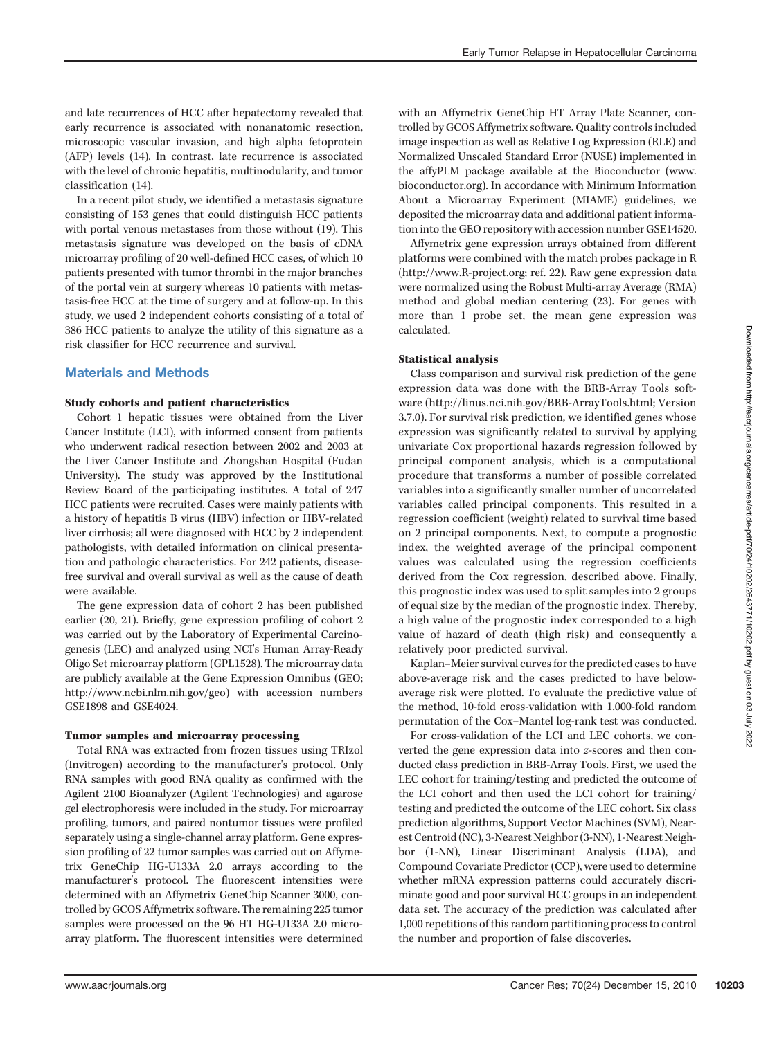and late recurrences of HCC after hepatectomy revealed that early recurrence is associated with nonanatomic resection, microscopic vascular invasion, and high alpha fetoprotein (AFP) levels (14). In contrast, late recurrence is associated with the level of chronic hepatitis, multinodularity, and tumor classification (14).

In a recent pilot study, we identified a metastasis signature consisting of 153 genes that could distinguish HCC patients with portal venous metastases from those without (19). This metastasis signature was developed on the basis of cDNA microarray profiling of 20 well-defined HCC cases, of which 10 patients presented with tumor thrombi in the major branches of the portal vein at surgery whereas 10 patients with metastasis-free HCC at the time of surgery and at follow-up. In this study, we used 2 independent cohorts consisting of a total of 386 HCC patients to analyze the utility of this signature as a risk classifier for HCC recurrence and survival.

## Materials and Methods

### Study cohorts and patient characteristics

Cohort 1 hepatic tissues were obtained from the Liver Cancer Institute (LCI), with informed consent from patients who underwent radical resection between 2002 and 2003 at the Liver Cancer Institute and Zhongshan Hospital (Fudan University). The study was approved by the Institutional Review Board of the participating institutes. A total of 247 HCC patients were recruited. Cases were mainly patients with a history of hepatitis B virus (HBV) infection or HBV-related liver cirrhosis; all were diagnosed with HCC by 2 independent pathologists, with detailed information on clinical presentation and pathologic characteristics. For 242 patients, disease-free survival and overall survival as well as the cause of death were available.

The gene expression data of cohort 2 has been published earlier (20, 21). Briefly, gene expression profiling of cohort 2 was carried out by the Laboratory of Experimental Carcinogenesis (LEC) and analyzed using NCI's Human Array-Ready Oligo Set microarray platform (GPL1528). The microarray data are publicly available at the Gene Expression Omnibus (GEO; http://www.ncbi.nlm.nih.gov/geo) with accession numbers GSE1898 and GSE4024.

### Tumor samples and microarray processing

Total RNA was extracted from frozen tissues using TRIzol (Invitrogen) according to the manufacturer's protocol. Only RNA samples with good RNA quality as confirmed with the Agilent 2100 Bioanalyzer (Agilent Technologies) and agarose gel electrophoresis were included in the study. For microarray profiling, tumors, and paired nontumor tissues were profiled separately using a single-channel array platform. Gene expression profiling of 22 tumor samples was carried out on Affymetrix GeneChip HG-U133A 2.0 arrays according to the manufacturer's protocol. The fluorescent intensities were determined with an Affymetrix GeneChip Scanner 3000, controlled by GCOS Affymetrix software. The remaining 225 tumor samples were processed on the 96 HT HG-U133A 2.0 microarray platform. The fluorescent intensities were determined with an Affymetrix GeneChip HT Array Plate Scanner, controlled by GCOS Affymetrix software. Quality controls included image inspection as well as Relative Log Expression (RLE) and Normalized Unscaled Standard Error (NUSE) implemented in the affyPLM package available at the Bioconductor (www.bioconductor.org). In accordance with Minimum Information About a Microarray Experiment (MIAME) guidelines, we deposited the microarray data and additional patient information into the GEO repository with accession number GSE14520.

Affymetrix gene expression arrays obtained from different platforms were combined with the match probes package in R (http://www.R-project.org; ref. 22). Raw gene expression data were normalized using the Robust Multi-array Average (RMA) method and global median centering (23). For genes with more than 1 probe set, the mean gene expression was calculated.

### Statistical analysis

Class comparison and survival risk prediction of the gene expression data was done with the BRB-Array Tools software (http://linus.nci.nih.gov/BRB-ArrayTools.html; Version 3.7.0). For survival risk prediction, we identified genes whose expression was significantly related to survival by applying univariate Cox proportional hazards regression followed by principal component analysis, which is a computational procedure that transforms a number of possible correlated variables into a significantly smaller number of uncorrelated variables called principal components. This resulted in a regression coefficient (weight) related to survival time based on 2 principal components. Next, to compute a prognostic index, the weighted average of the principal component values was calculated using the regression coefficients derived from the Cox regression, described above. Finally, this prognostic index was used to split samples into 2 groups of equal size by the median of the prognostic index. Thereby, a high value of the prognostic index corresponded to a high value of hazard of death (high risk) and consequently a relatively poor predicted survival.

Kaplan–Meier survival curves for the predicted cases to have above-average risk and the cases predicted to have below-average risk were plotted. To evaluate the predictive value of the method, 10-fold cross-validation with 1,000-fold random permutation of the Cox–Mantel log-rank test was conducted.

For cross-validation of the LCI and LEC cohorts, we converted the gene expression data into *z*-scores and then conducted class prediction in BRB-Array Tools. First, we used the LEC cohort for training/testing and predicted the outcome of the LCI cohort and then used the LCI cohort for training/testing and predicted the outcome of the LEC cohort. Six class prediction algorithms, Support Vector Machines (SVM), Nearest Centroid (NC), 3-Nearest Neighbor (3-NN), 1-Nearest Neighbor (1-NN), Linear Discriminant Analysis (LDA), and Compound Covariate Predictor (CCP), were used to determine whether mRNA expression patterns could accurately discriminate good and poor survival HCC groups in an independent data set. The accuracy of the prediction was calculated after 1,000 repetitions of this random partitioning process to control the number and proportion of false discoveries.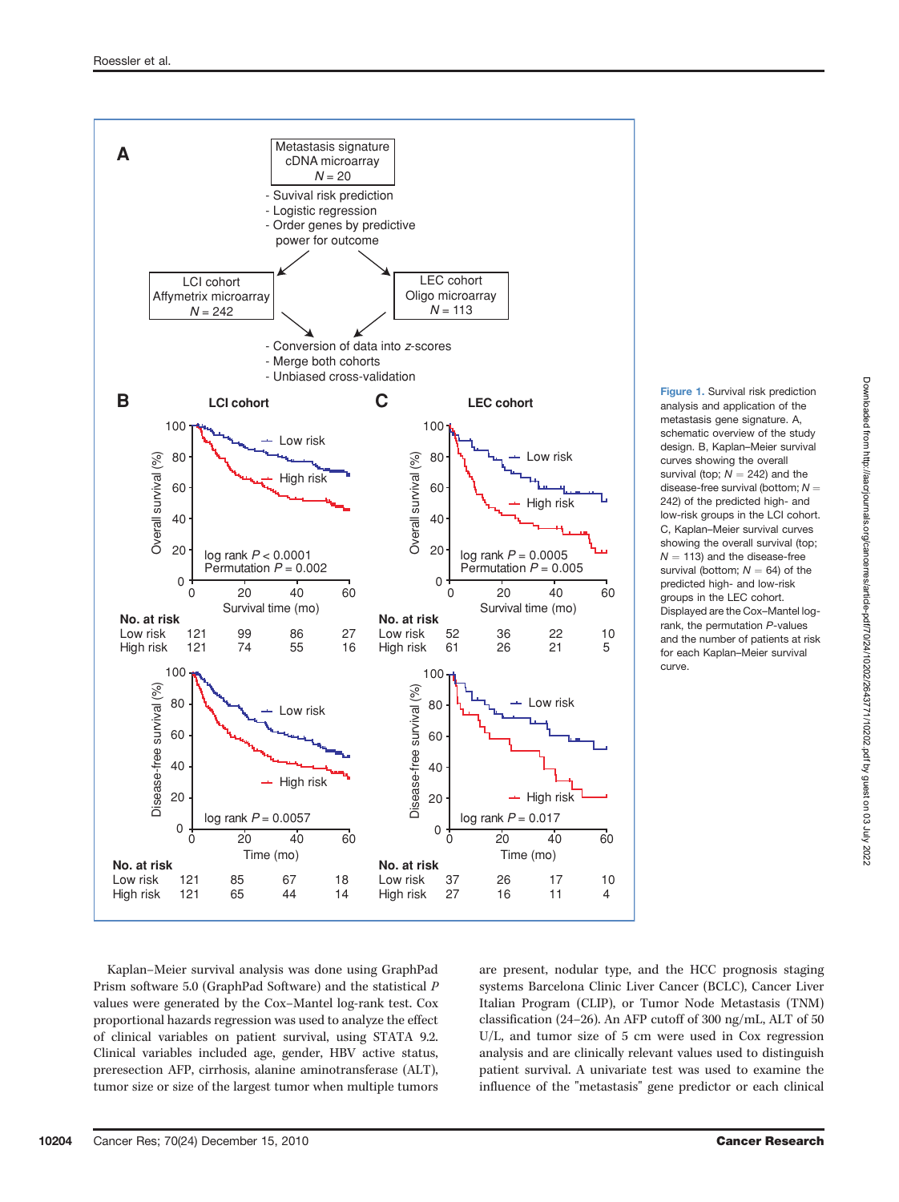Figure 1. Survival risk prediction analysis and application of the metastasis gene signature. A, schematic overview of the study design. B, Kaplan–Meier survival curves showing the overall survival (top; $N = 242$) and the disease-free survival (bottom; $N = 242$) of the predicted high- and low-risk groups in the LCI cohort. C, Kaplan–Meier survival curves showing the overall survival (top; $N = 113$) and the disease-free survival ($N = 64$) of the predicted high- and low-risk groups in the LEC cohort. Displayed are the Cox–Mantel log-rank, the permutation $P$-values and the number of patients at risk for each Kaplan–Meier survival curve.

Kaplan–Meier survival analysis was done using GraphPad Prism software 5.0 (GraphPad Software) and the statistical $P$ values were generated by the Cox–Mantel log-rank test. Cox proportional hazards regression was used to analyze the effect of clinical variables on patient survival, using STATA 9.2. Clinical variables included age, gender, HBV active status, preresection AFP, cirrhosis, alanine aminotransferase (ALT), tumor size or size of the largest tumor when multiple tumors are present, nodular type, and the HCC prognosis staging systems Barcelona Clinic Liver Cancer (BCLC), Cancer Liver Italian Program (CLIP), or Tumor Node Metastasis (TNM) classification (24–26). An AFP cutoff of 300 ng/mL, ALT of 50 U/L, and tumor size of 5 cm were used in Cox regression analysis and are clinically relevant values used to distinguish patient survival. A univariate test was used to examine the influence of the "metastasis" gene predictor or each clinical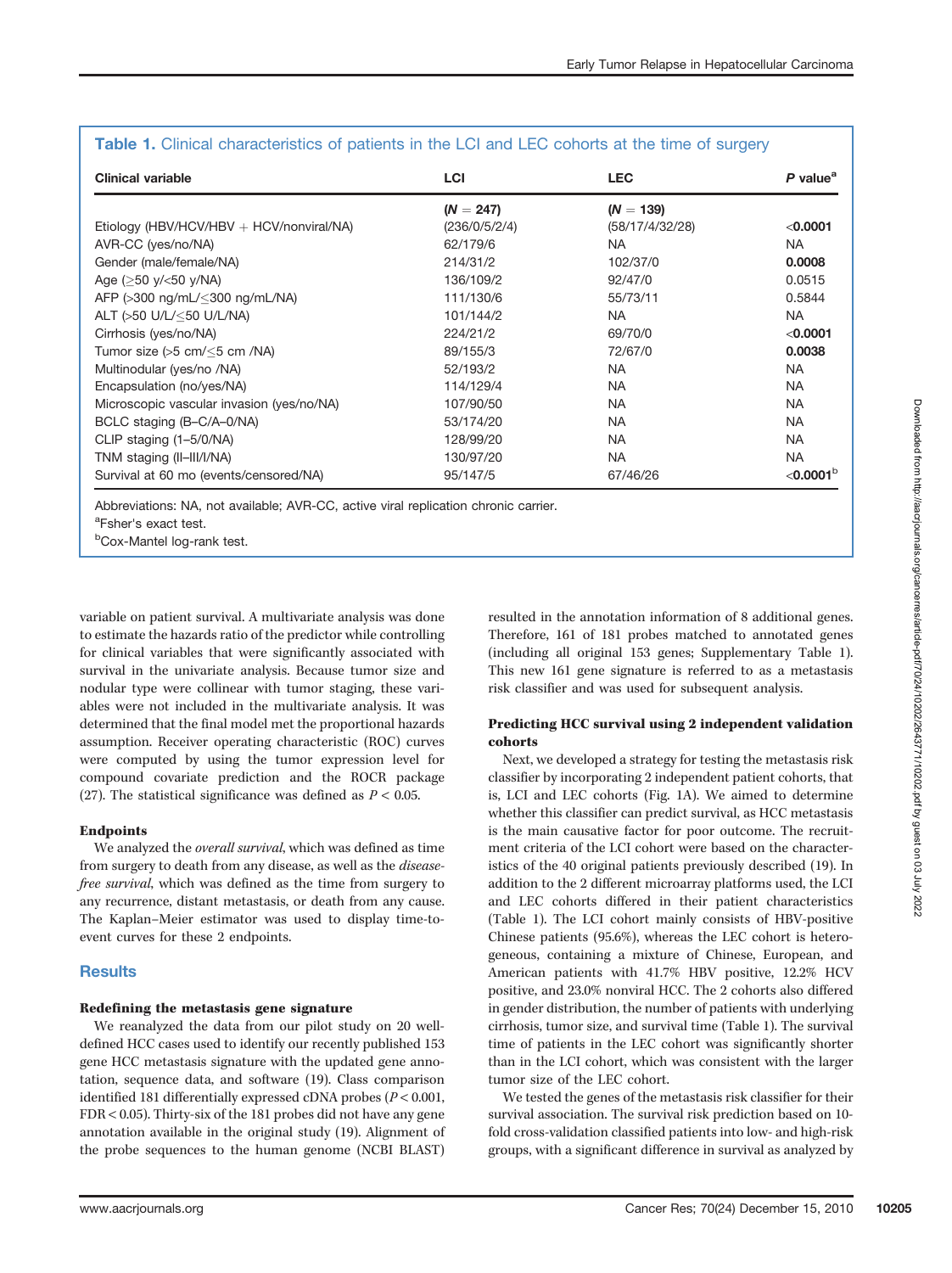**Table 1.** Clinical characteristics of patients in the LCI and LEC cohorts at the time of surgery

| Clinical variable | LCI | LEC | P value[a] |
|---|---|---|---|
| | (N = 247) | (N = 139) | |
| Etiology (HBV/HCV/HBV + HCV/nonviral/NA) | (236/0/5/2/4) | (58/17/4/32/28) | **<0.0001** |
| AVR-CC (yes/no/NA) | 62/179/6 | NA | NA |
| Gender (male/female/NA) | 214/31/2 | 102/37/0 | **0.0008** |
| Age (≥50 y/<50 y/NA) | 136/109/2 | 92/47/0 | 0.0515 |
| AFP (>300 ng/mL/≤300 ng/mL/NA) | 111/130/6 | 55/73/11 | 0.5844 |
| ALT (>50 U/L/≤50 U/L/NA) | 101/144/2 | NA | NA |
| Cirrhosis (yes/no/NA) | 224/21/2 | 69/70/0 | **<0.0001** |
| Tumor size (>5 cm/≤5 cm /NA) | 89/155/3 | 72/67/0 | **0.0038** |
| Multinodular (yes/no /NA) | 52/193/2 | NA | NA |
| Encapsulation (no/yes/NA) | 114/129/4 | NA | NA |
| Microscopic vascular invasion (yes/no/NA) | 107/90/50 | NA | NA |
| BCLC staging (B–C/A–0/NA) | 53/174/20 | NA | NA |
| CLIP staging (1–5/0/NA) | 128/99/20 | NA | NA |
| TNM staging (II–III/I/NA) | 130/97/20 | NA | NA |
| Survival at 60 mo (events/censored/NA) | 95/147/5 | 67/46/26 | **<0.0001**[b] |

Abbreviations: NA, not available; AVR-CC, active viral replication chronic carrier.
[a]Fsher's exact test.
[b]Cox-Mantel log-rank test.

variable on patient survival. A multivariate analysis was done to estimate the hazards ratio of the predictor while controlling for clinical variables that were significantly associated with survival in the univariate analysis. Because tumor size and nodular type were collinear with tumor staging, these variables were not included in the multivariate analysis. It was determined that the final model met the proportional hazards assumption. Receiver operating characteristic (ROC) curves were computed by using the tumor expression level for compound covariate prediction and the ROCR package (27). The statistical significance was defined as $P < 0.05$.

### Endpoints

We analyzed the *overall survival*, which was defined as time from surgery to death from any disease, as well as the *disease-free survival*, which was defined as the time from surgery to any recurrence, distant metastasis, or death from any cause. The Kaplan–Meier estimator was used to display time-to-event curves for these 2 endpoints.

## Results

### Redefining the metastasis gene signature

We reanalyzed the data from our pilot study on 20 well-defined HCC cases used to identify our recently published 153 gene HCC metastasis signature with the updated gene annotation, sequence data, and software (19). Class comparison identified 181 differentially expressed cDNA probes ($P < 0.001$, FDR < 0.05). Thirty-six of the 181 probes did not have any gene annotation available in the original study (19). Alignment of the probe sequences to the human genome (NCBI BLAST) resulted in the annotation information of 8 additional genes. Therefore, 161 of 181 probes matched to annotated genes (including all original 153 genes; Supplementary Table 1). This new 161 gene signature is referred to as a metastasis risk classifier and was used for subsequent analysis.

### Predicting HCC survival using 2 independent validation cohorts

Next, we developed a strategy for testing the metastasis risk classifier by incorporating 2 independent patient cohorts, that is, LCI and LEC cohorts (Fig. 1A). We aimed to determine whether this classifier can predict survival, as HCC metastasis is the main causative factor for poor outcome. The recruitment criteria of the LCI cohort were based on the characteristics of the 40 original patients previously described (19). In addition to the 2 different microarray platforms used, the LCI and LEC cohorts differed in their patient characteristics (Table 1). The LCI cohort mainly consists of HBV-positive Chinese patients (95.6%), whereas the LEC cohort is heterogeneous, containing a mixture of Chinese, European, and American patients with 41.7% HBV positive, 12.2% HCV positive, and 23.0% nonviral HCC. The 2 cohorts also differed in gender distribution, the number of patients with underlying cirrhosis, tumor size, and survival time (Table 1). The survival time of patients in the LEC cohort was significantly shorter than in the LCI cohort, which was consistent with the larger tumor size of the LEC cohort.

We tested the genes of the metastasis risk classifier for their survival association. The survival risk prediction based on 10-fold cross-validation classified patients into low- and high-risk groups, with a significant difference in survival as analyzed by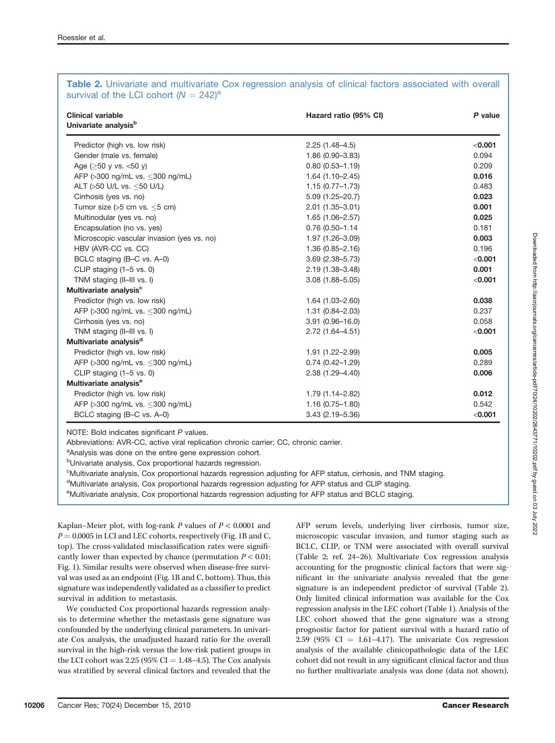**Table 2.** Univariate and multivariate Cox regression analysis of clinical factors associated with overall survival of the LCI cohort ($N = 242$)[a]

| Clinical variable | Hazard ratio (95% CI) | *P* value |
|---|---|---|
| **Univariate analysis**[b] | | |
| Predictor (high vs. low risk) | 2.25 (1.48–4.5) | **<0.001** |
| Gender (male vs. female) | 1.86 (0.90–3.83) | 0.094 |
| Age (≥50 y vs. <50 y) | 0.80 (0.53–1.19) | 0.209 |
| AFP (>300 ng/mL vs. ≤300 ng/mL) | 1.64 (1.10–2.45) | **0.016** |
| ALT (>50 U/L vs. ≤50 U/L) | 1.15 (0.77–1.73) | 0.483 |
| Cirrhosis (yes vs. no) | 5.09 (1.25–20.7) | **0.023** |
| Tumor size (>5 cm vs. ≤5 cm) | 2.01 (1.35–3.01) | **0.001** |
| Multinodular (yes vs. no) | 1.65 (1.06–2.57) | **0.025** |
| Encapsulation (no vs. yes) | 0.76 (0.50–1.14 | 0.181 |
| Microscopic vascular invasion (yes vs. no) | 1.97 (1.26–3.09) | **0.003** |
| HBV (AVR-CC vs. CC) | 1.36 (0.85–2.16) | 0.196 |
| BCLC staging (B–C vs. A–0) | 3.69 (2.38–5.73) | **<0.001** |
| CLIP staging (1–5 vs. 0) | 2.19 (1.38–3.48) | **0.001** |
| TNM staging (II–III vs. I) | 3.08 (1.88–5.05) | **<0.001** |
| **Multivariate analysis**[c] | | |
| Predictor (high vs. low risk) | 1.64 (1.03–2.60) | **0.038** |
| AFP (>300 ng/mL vs. ≤300 ng/mL) | 1.31 (0.84–2.03) | 0.237 |
| Cirrhosis (yes vs. no) | 3.91 (0.96–16.0) | 0.058 |
| TNM staging (II–III vs. I) | 2.72 (1.64–4.51) | **<0.001** |
| **Multivariate analysis**[d] | | |
| Predictor (high vs. low risk) | 1.91 (1.22–2.99) | **0.005** |
| AFP (>300 ng/mL vs. ≤300 ng/mL) | 0.74 (0.42–1.29) | 0.289 |
| CLIP staging (1–5 vs. 0) | 2.38 (1.29–4.40) | **0.006** |
| **Multivariate analysis**[e] | | |
| Predictor (high vs. low risk) | 1.79 (1.14–2.82) | **0.012** |
| AFP (>300 ng/mL vs. ≤300 ng/mL) | 1.16 (0.75–1.80) | 0.542 |
| BCLC staging (B–C vs. A–0) | 3.43 (2.19–5.36) | **<0.001** |

NOTE: Bold indicates significant *P* values.

Abbreviations: AVR-CC, active viral replication chronic carrier; CC, chronic carrier.

[a]Analysis was done on the entire gene expression cohort.

[b]Univariate analysis, Cox proportional hazards regression.

[c]Multivariate analysis, Cox proportional hazards regression adjusting for AFP status, cirrhosis, and TNM staging.

[d]Multivariate analysis, Cox proportional hazards regression adjusting for AFP status and CLIP staging.

[e]Multivariate analysis, Cox proportional hazards regression adjusting for AFP status and BCLC staging.

Kaplan–Meier plot, with log-rank $P$ values of $P < 0.0001$ and $P = 0.0005$ in LCI and LEC cohorts, respectively (Fig. 1B and C, top). The cross-validated misclassification rates were significantly lower than expected by chance (permutation $P < 0.01$; Fig. 1). Similar results were observed when disease-free survival was used as an endpoint (Fig. 1B and C, bottom). Thus, this signature was independently validated as a classifier to predict survival in addition to metastasis.

We conducted Cox proportional hazards regression analysis to determine whether the metastasis gene signature was confounded by the underlying clinical parameters. In univariate Cox analysis, the unadjusted hazard ratio for the overall survival in the high-risk versus the low-risk patient groups in the LCI cohort was 2.25 (95% CI = 1.48–4.5). The Cox analysis was stratified by several clinical factors and revealed that the AFP serum levels, underlying liver cirrhosis, tumor size, microscopic vascular invasion, and tumor staging such as BCLC, CLIP, or TNM were associated with overall survival (Table 2; ref. 24–26). Multivariate Cox regression analysis accounting for the prognostic clinical factors that were significant in the univariate analysis revealed that the gene signature is an independent predictor of survival (Table 2). Only limited clinical information was available for the Cox regression analysis in the LEC cohort (Table 1). Analysis of the LEC cohort showed that the gene signature was a strong prognostic factor for patient survival with a hazard ratio of 2.59 (95% CI = 1.61–4.17). The univariate Cox regression analysis of the available clinicopathologic data of the LEC cohort did not result in any significant clinical factor and thus no further multivariate analysis was done (data not shown).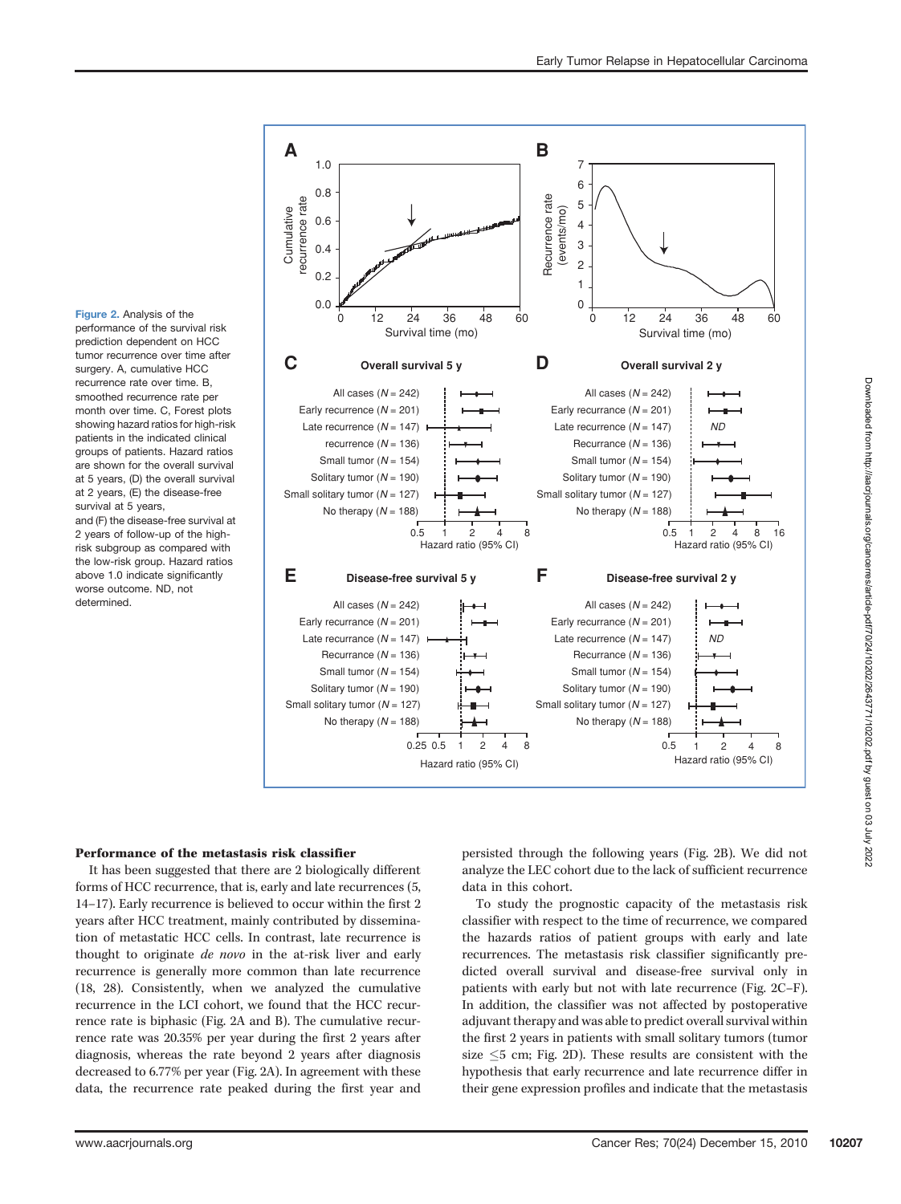Figure 2. Analysis of the performance of the survival risk prediction dependent on HCC tumor recurrence over time after surgery. A, cumulative HCC recurrence rate over time. B, smoothed recurrence rate per month over time. C, Forest plots showing hazard ratios for high-risk patients in the indicated clinical groups of patients. Hazard ratios are shown for the overall survival at 5 years, (D) the overall survival at 2 years, (E) the disease-free survival at 5 years, and (F) the disease-free survival at 2 years of follow-up of the high-risk subgroup as compared with the low-risk group. Hazard ratios above 1.0 indicate significantly worse outcome. ND, not determined.

### Performance of the metastasis risk classifier

It has been suggested that there are 2 biologically different forms of HCC recurrence, that is, early and late recurrences (5, 14–17). Early recurrence is believed to occur within the first 2 years after HCC treatment, mainly contributed by dissemination of metastatic HCC cells. In contrast, late recurrence is thought to originate *de novo* in the at-risk liver and early recurrence is generally more common than late recurrence (18, 28). Consistently, when we analyzed the cumulative recurrence in the LCI cohort, we found that the HCC recurrence rate is biphasic (Fig. 2A and B). The cumulative recurrence rate was 20.35% per year during the first 2 years after diagnosis, whereas the rate beyond 2 years after diagnosis decreased to 6.77% per year (Fig. 2A). In agreement with these data, the recurrence rate peaked during the first year and persisted through the following years (Fig. 2B). We did not analyze the LEC cohort due to the lack of sufficient recurrence data in this cohort.

To study the prognostic capacity of the metastasis risk classifier with respect to the time of recurrence, we compared the hazards ratios of patient groups with early and late recurrences. The metastasis risk classifier significantly predicted overall survival and disease-free survival only in patients with early but not with late recurrence (Fig. 2C–F). In addition, the classifier was not affected by postoperative adjuvant therapy and was able to predict overall survival within the first 2 years in patients with small solitary tumors (tumor size $\leq$5 cm; Fig. 2D). These results are consistent with the hypothesis that early recurrence and late recurrence differ in their gene expression profiles and indicate that the metastasis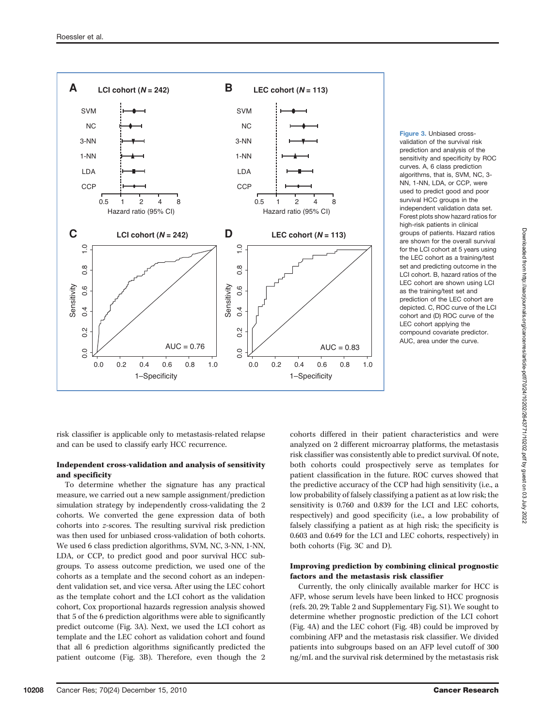Figure 3. Unbiased cross-validation of the survival risk prediction and analysis of the sensitivity and specificity by ROC curves. A, 6 class prediction algorithms, that is, SVM, NC, 3-NN, 1-NN, LDA, or CCP, were used to predict good and poor survival HCC groups in the independent validation data set. Forest plots show hazard ratios for high-risk patients in clinical groups of patients. Hazard ratios are shown for the overall survival for the LCI cohort at 5 years using the LEC cohort as a training/test set and predicting outcome in the LCI cohort. B, hazard ratios of the LEC cohort are shown using LCI as the training/test set and prediction of the LEC cohort are depicted. C, ROC curve of the LCI cohort and (D) ROC curve of the LEC cohort applying the compound covariate predictor. AUC, area under the curve.

risk classifier is applicable only to metastasis-related relapse and can be used to classify early HCC recurrence.

### Independent cross-validation and analysis of sensitivity and specificity

To determine whether the signature has any practical measure, we carried out a new sample assignment/prediction simulation strategy by independently cross-validating the 2 cohorts. We converted the gene expression data of both cohorts into *z*-scores. The resulting survival risk prediction was then used for unbiased cross-validation of both cohorts. We used 6 class prediction algorithms, SVM, NC, 3-NN, 1-NN, LDA, or CCP, to predict good and poor survival HCC subgroups. To assess outcome prediction, we used one of the cohorts as a template and the second cohort as an independent validation set, and vice versa. After using the LEC cohort as the template cohort and the LCI cohort as the validation cohort, Cox proportional hazards regression analysis showed that 5 of the 6 prediction algorithms were able to significantly predict outcome (Fig. 3A). Next, we used the LCI cohort as template and the LEC cohort as validation cohort and found that all 6 prediction algorithms significantly predicted the patient outcome (Fig. 3B). Therefore, even though the 2 cohorts differed in their patient characteristics and were analyzed on 2 different microarray platforms, the metastasis risk classifier was consistently able to predict survival. Of note, both cohorts could prospectively serve as templates for patient classification in the future. ROC curves showed that the predictive accuracy of the CCP had high sensitivity (i.e., a low probability of falsely classifying a patient as at low risk; the sensitivity is 0.760 and 0.839 for the LCI and LEC cohorts, respectively) and good specificity (i.e., a low probability of falsely classifying a patient as at high risk; the specificity is 0.603 and 0.649 for the LCI and LEC cohorts, respectively) in both cohorts (Fig. 3C and D).

### Improving prediction by combining clinical prognostic factors and the metastasis risk classifier

Currently, the only clinically available marker for HCC is AFP, whose serum levels have been linked to HCC prognosis (refs. 20, 29; Table 2 and Supplementary Fig. S1). We sought to determine whether prognostic prediction of the LCI cohort (Fig. 4A) and the LEC cohort (Fig. 4B) could be improved by combining AFP and the metastasis risk classifier. We divided patients into subgroups based on an AFP level cutoff of 300 ng/mL and the survival risk determined by the metastasis risk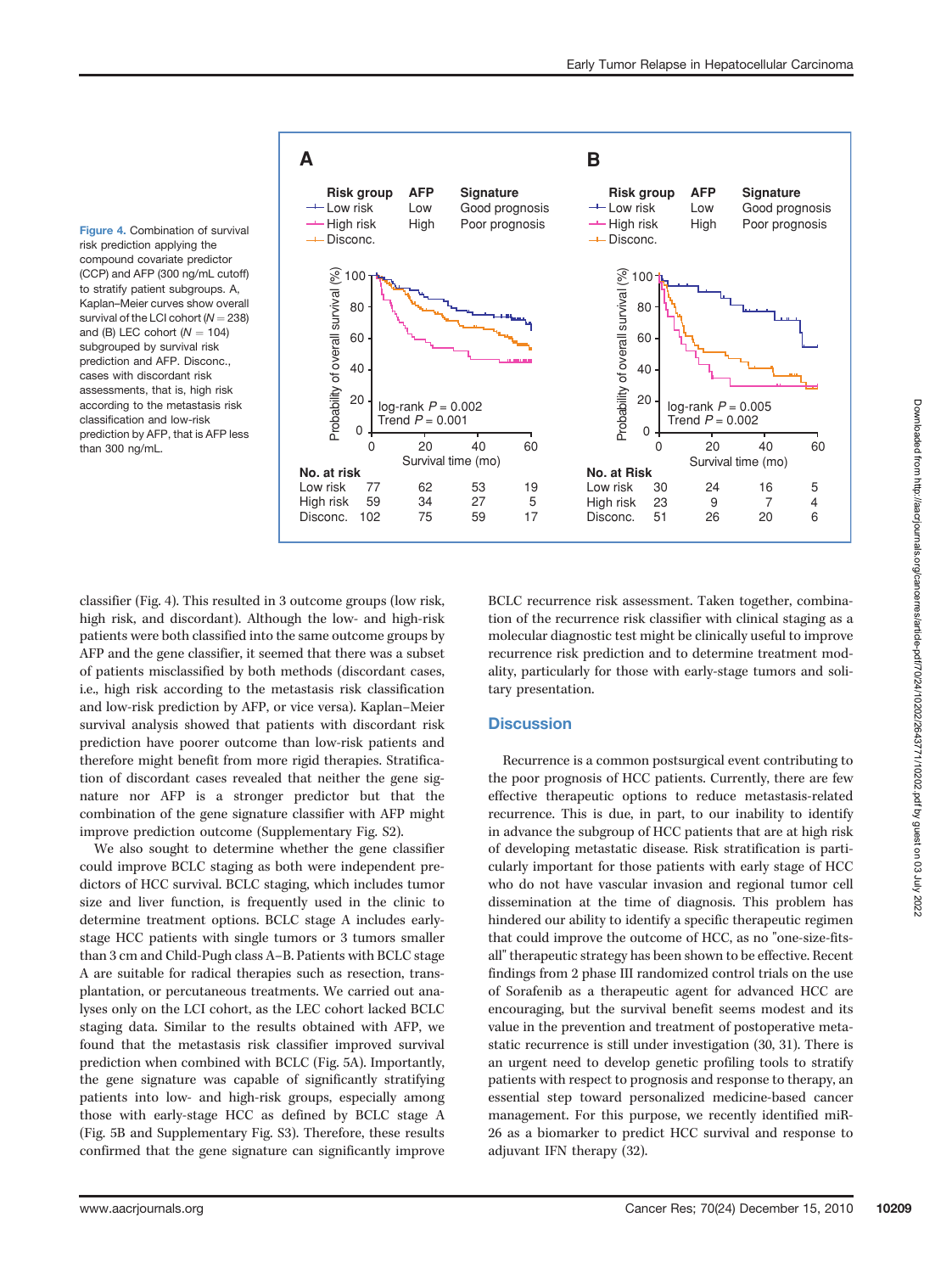**Figure 4.** Combination of survival risk prediction applying the compound covariate predictor (CCP) and AFP (300 ng/mL cutoff) to stratify patient subgroups. A, Kaplan–Meier curves show overall survival of the LCI cohort ($N = 238$) and (B) LEC cohort ($N = 104$) subgrouped by survival risk prediction and AFP. Disconc., cases with discordant risk assessments, that is, high risk according to the metastasis risk classification and low-risk prediction by AFP, that is AFP less than 300 ng/mL.

classifier (Fig. 4). This resulted in 3 outcome groups (low risk, high risk, and discordant). Although the low- and high-risk patients were both classified into the same outcome groups by AFP and the gene classifier, it seemed that there was a subset of patients misclassified by both methods (discordant cases, i.e., high risk according to the metastasis risk classification and low-risk prediction by AFP, or vice versa). Kaplan–Meier survival analysis showed that patients with discordant risk prediction have poorer outcome than low-risk patients and therefore might benefit from more rigid therapies. Stratification of discordant cases revealed that neither the gene signature nor AFP is a stronger predictor but that the combination of the gene signature classifier with AFP might improve prediction outcome (Supplementary Fig. S2).

We also sought to determine whether the gene classifier could improve BCLC staging as both were independent predictors of HCC survival. BCLC staging, which includes tumor size and liver function, is frequently used in the clinic to determine treatment options. BCLC stage A includes early-stage HCC patients with single tumors or 3 tumors smaller than 3 cm and Child-Pugh class A–B. Patients with BCLC stage A are suitable for radical therapies such as resection, transplantation, or percutaneous treatments. We carried out analyses only on the LCI cohort, as the LEC cohort lacked BCLC staging data. Similar to the results obtained with AFP, we found that the metastasis risk classifier improved survival prediction when combined with BCLC (Fig. 5A). Importantly, the gene signature was capable of significantly stratifying patients into low- and high-risk groups, especially among those with early-stage HCC as defined by BCLC stage A (Fig. 5B and Supplementary Fig. S3). Therefore, these results confirmed that the gene signature can significantly improve BCLC recurrence risk assessment. Taken together, combination of the recurrence risk classifier with clinical staging as a molecular diagnostic test might be clinically useful to improve recurrence risk prediction and to determine treatment modality, particularly for those with early-stage tumors and solitary presentation.

## Discussion

Recurrence is a common postsurgical event contributing to the poor prognosis of HCC patients. Currently, there are few effective therapeutic options to reduce metastasis-related recurrence. This is due, in part, to our inability to identify in advance the subgroup of HCC patients that are at high risk of developing metastatic disease. Risk stratification is particularly important for those patients with early stage of HCC who do not have vascular invasion and regional tumor cell dissemination at the time of diagnosis. This problem has hindered our ability to identify a specific therapeutic regimen that could improve the outcome of HCC, as no "one-size-fits-all" therapeutic strategy has been shown to be effective. Recent findings from 2 phase III randomized control trials on the use of Sorafenib as a therapeutic agent for advanced HCC are encouraging, but the survival benefit seems modest and its value in the prevention and treatment of postoperative metastatic recurrence is still under investigation (30, 31). There is an urgent need to develop genetic profiling tools to stratify patients with respect to prognosis and response to therapy, an essential step toward personalized medicine-based cancer management. For this purpose, we recently identified miR-26 as a biomarker to predict HCC survival and response to adjuvant IFN therapy (32).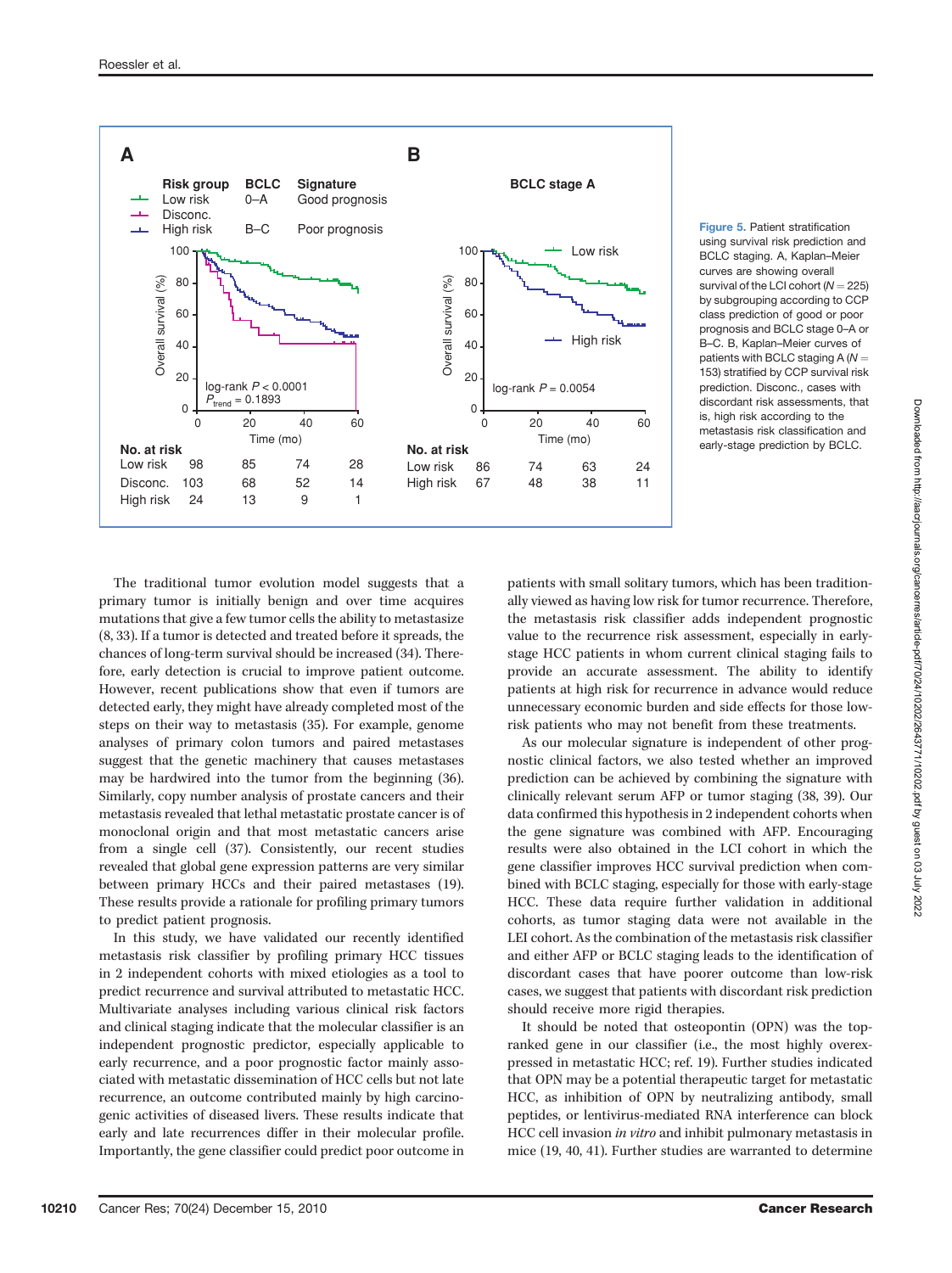**Figure 5.** Patient stratification using survival risk prediction and BCLC staging. A, Kaplan–Meier curves are showing overall survival of the LCI cohort ($N = 225$) by subgrouping according to CCP class prediction of good or poor prognosis and BCLC stage 0–A or B–C. B, Kaplan–Meier curves of patients with BCLC staging A ($N = 153$) stratified by CCP survival risk prediction. Disconc., cases with discordant risk assessments, that is, high risk according to the metastasis risk classification and early-stage prediction by BCLC.

The traditional tumor evolution model suggests that a primary tumor is initially benign and over time acquires mutations that give a few tumor cells the ability to metastasize (8, 33). If a tumor is detected and treated before it spreads, the chances of long-term survival should be increased (34). Therefore, early detection is crucial to improve patient outcome. However, recent publications show that even if tumors are detected early, they might have already completed most of the steps on their way to metastasis (35). For example, genome analyses of primary colon tumors and paired metastases suggest that the genetic machinery that causes metastases may be hardwired into the tumor from the beginning (36). Similarly, copy number analysis of prostate cancers and their metastasis revealed that lethal metastatic prostate cancer is of monoclonal origin and that most metastatic cancers arise from a single cell (37). Consistently, our recent studies revealed that global gene expression patterns are very similar between primary HCCs and their paired metastases (19). These results provide a rationale for profiling primary tumors to predict patient prognosis.

In this study, we have validated our recently identified metastasis risk classifier by profiling primary HCC tissues in 2 independent cohorts with mixed etiologies as a tool to predict recurrence and survival attributed to metastatic HCC. Multivariate analyses including various clinical risk factors and clinical staging indicate that the molecular classifier is an independent prognostic predictor, especially applicable to early recurrence, and a poor prognostic factor mainly associated with metastatic dissemination of HCC cells but not late recurrence, an outcome contributed mainly by high carcinogenic activities of diseased livers. These results indicate that early and late recurrences differ in their molecular profile. Importantly, the gene classifier could predict poor outcome in patients with small solitary tumors, which has been traditionally viewed as having low risk for tumor recurrence. Therefore, the metastasis risk classifier adds independent prognostic value to the recurrence risk assessment, especially in early-stage HCC patients in whom current clinical staging fails to provide an accurate assessment. The ability to identify patients at high risk for recurrence in advance would reduce unnecessary economic burden and side effects for those low-risk patients who may not benefit from these treatments.

As our molecular signature is independent of other prognostic clinical factors, we also tested whether an improved prediction can be achieved by combining the signature with clinically relevant serum AFP or tumor staging (38, 39). Our data confirmed this hypothesis in 2 independent cohorts when the gene signature was combined with AFP. Encouraging results were also obtained in the LCI cohort in which the gene classifier improves HCC survival prediction when combined with BCLC staging, especially for those with early-stage HCC. These data require further validation in additional cohorts, as tumor staging data were not available in the LEI cohort. As the combination of the metastasis risk classifier and either AFP or BCLC staging leads to the identification of discordant cases that have poorer outcome than low-risk cases, we suggest that patients with discordant risk prediction should receive more rigid therapies.

It should be noted that osteopontin (OPN) was the top-ranked gene in our classifier (i.e., the most highly overexpressed in metastatic HCC; ref. 19). Further studies indicated that OPN may be a potential therapeutic target for metastatic HCC, as inhibition of OPN by neutralizing antibody, small peptides, or lentivirus-mediated RNA interference can block HCC cell invasion *in vitro* and inhibit pulmonary metastasis in mice (19, 40, 41). Further studies are warranted to determine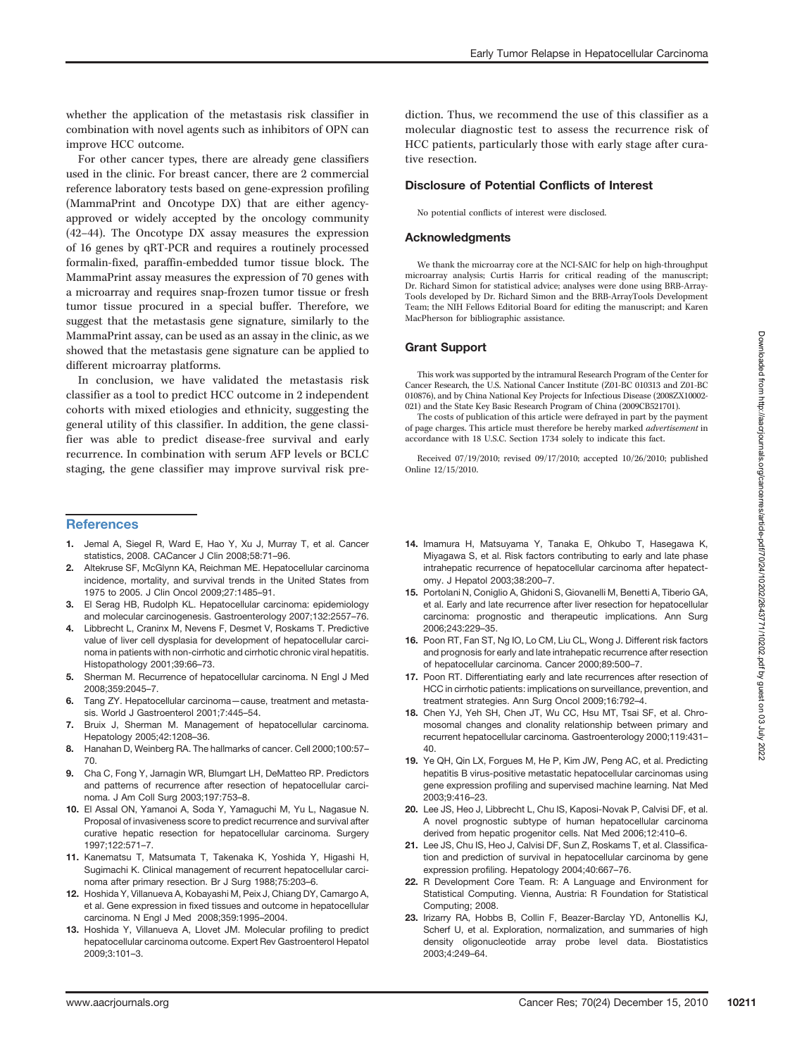whether the application of the metastasis risk classifier in combination with novel agents such as inhibitors of OPN can improve HCC outcome.

For other cancer types, there are already gene classifiers used in the clinic. For breast cancer, there are 2 commercial reference laboratory tests based on gene-expression profiling (MammaPrint and Oncotype DX) that are either agency-approved or widely accepted by the oncology community (42–44). The Oncotype DX assay measures the expression of 16 genes by qRT-PCR and requires a routinely processed formalin-fixed, paraffin-embedded tumor tissue block. The MammaPrint assay measures the expression of 70 genes with a microarray and requires snap-frozen tumor tissue or fresh tumor tissue procured in a special buffer. Therefore, we suggest that the metastasis gene signature, similarly to the MammaPrint assay, can be used as an assay in the clinic, as we showed that the metastasis gene signature can be applied to different microarray platforms.

In conclusion, we have validated the metastasis risk classifier as a tool to predict HCC outcome in 2 independent cohorts with mixed etiologies and ethnicity, suggesting the general utility of this classifier. In addition, the gene classifier was able to predict disease-free survival and early recurrence. In combination with serum AFP levels or BCLC staging, the gene classifier may improve survival risk prediction. Thus, we recommend the use of this classifier as a molecular diagnostic test to assess the recurrence risk of HCC patients, particularly those with early stage after curative resection.

## Disclosure of Potential Conflicts of Interest

No potential conflicts of interest were disclosed.

## Acknowledgments

We thank the microarray core at the NCI-SAIC for help on high-throughput microarray analysis; Curtis Harris for critical reading of the manuscript; Dr. Richard Simon for statistical advice; analyses were done using BRB-ArrayTools developed by Dr. Richard Simon and the BRB-ArrayTools Development Team; the NIH Fellows Editorial Board for editing the manuscript; and Karen MacPherson for bibliographic assistance.

## Grant Support

This work was supported by the intramural Research Program of the Center for Cancer Research, the U.S. National Cancer Institute (Z01-BC 010313 and Z01-BC 010876), and by China National Key Projects for Infectious Disease (2008ZX10002-021) and the State Key Basic Research Program of China (2009CB521701).

The costs of publication of this article were defrayed in part by the payment of page charges. This article must therefore be hereby marked *advertisement* in accordance with 18 U.S.C. Section 1734 solely to indicate this fact.

Received 07/19/2010; revised 09/17/2010; accepted 10/26/2010; published Online 12/15/2010.

## References

1. Jemal A, Siegel R, Ward E, Hao Y, Xu J, Murray T, et al. Cancer statistics, 2008. CACancer J Clin 2008;58:71–96.
2. Altekruse SF, McGlynn KA, Reichman ME. Hepatocellular carcinoma incidence, mortality, and survival trends in the United States from 1975 to 2005. J Clin Oncol 2009;27:1485–91.
3. El Serag HB, Rudolph KL. Hepatocellular carcinoma: epidemiology and molecular carcinogenesis. Gastroenterology 2007;132:2557–76.
4. Libbrecht L, Craninx M, Nevens F, Desmet V, Roskams T. Predictive value of liver cell dysplasia for development of hepatocellular carcinoma in patients with non-cirrhotic and cirrhotic chronic viral hepatitis. Histopathology 2001;39:66–73.
5. Sherman M. Recurrence of hepatocellular carcinoma. N Engl J Med 2008;359:2045–7.
6. Tang ZY. Hepatocellular carcinoma—cause, treatment and metastasis. World J Gastroenterol 2001;7:445–54.
7. Bruix J, Sherman M. Management of hepatocellular carcinoma. Hepatology 2005;42:1208–36.
8. Hanahan D, Weinberg RA. The hallmarks of cancer. Cell 2000;100:57–70.
9. Cha C, Fong Y, Jarnagin WR, Blumgart LH, DeMatteo RP. Predictors and patterns of recurrence after resection of hepatocellular carcinoma. J Am Coll Surg 2003;197:753–8.
10. El Assal ON, Yamanoi A, Soda Y, Yamaguchi M, Yu L, Nagasue N. Proposal of invasiveness score to predict recurrence and survival after curative hepatic resection for hepatocellular carcinoma. Surgery 1997;122:571–7.
11. Kanematsu T, Matsumata T, Takenaka K, Yoshida Y, Higashi H, Sugimachi K. Clinical management of recurrent hepatocellular carcinoma after primary resection. Br J Surg 1988;75:203–6.
12. Hoshida Y, Villanueva A, Kobayashi M, Peix J, Chiang DY, Camargo A, et al. Gene expression in fixed tissues and outcome in hepatocellular carcinoma. N Engl J Med 2008;359:1995–2004.
13. Hoshida Y, Villanueva A, Llovet JM. Molecular profiling to predict hepatocellular carcinoma outcome. Expert Rev Gastroenterol Hepatol 2009;3:101–3.
14. Imamura H, Matsuyama Y, Tanaka E, Ohkubo T, Hasegawa K, Miyagawa S, et al. Risk factors contributing to early and late phase intrahepatic recurrence of hepatocellular carcinoma after hepatectomy. J Hepatol 2003;38:200–7.
15. Portolani N, Coniglio A, Ghidoni S, Giovanelli M, Benetti A, Tiberio GA, et al. Early and late recurrence after liver resection for hepatocellular carcinoma: prognostic and therapeutic implications. Ann Surg 2006;243:229–35.
16. Poon RT, Fan ST, Ng IO, Lo CM, Liu CL, Wong J. Different risk factors and prognosis for early and late intrahepatic recurrence after resection of hepatocellular carcinoma. Cancer 2000;89:500–7.
17. Poon RT. Differentiating early and late recurrences after resection of HCC in cirrhotic patients: implications on surveillance, prevention, and treatment strategies. Ann Surg Oncol 2009;16:792–4.
18. Chen YJ, Yeh SH, Chen JT, Wu CC, Hsu MT, Tsai SF, et al. Chromosomal changes and clonality relationship between primary and recurrent hepatocellular carcinoma. Gastroenterology 2000;119:431–40.
19. Ye QH, Qin LX, Forgues M, He P, Kim JW, Peng AC, et al. Predicting hepatitis B virus-positive metastatic hepatocellular carcinomas using gene expression profiling and supervised machine learning. Nat Med 2003;9:416–23.
20. Lee JS, Heo J, Libbrecht L, Chu IS, Kaposi-Novak P, Calvisi DF, et al. A novel prognostic subtype of human hepatocellular carcinoma derived from hepatic progenitor cells. Nat Med 2006;12:410–6.
21. Lee JS, Chu IS, Heo J, Calvisi DF, Sun Z, Roskams T, et al. Classification and prediction of survival in hepatocellular carcinoma by gene expression profiling. Hepatology 2004;40:667–76.
22. R Development Core Team. R: A Language and Environment for Statistical Computing. Vienna, Austria: R Foundation for Statistical Computing; 2008.
23. Irizarry RA, Hobbs B, Collin F, Beazer-Barclay YD, Antonellis KJ, Scherf U, et al. Exploration, normalization, and summaries of high density oligonucleotide array probe level data. Biostatistics 2003;4:249–64.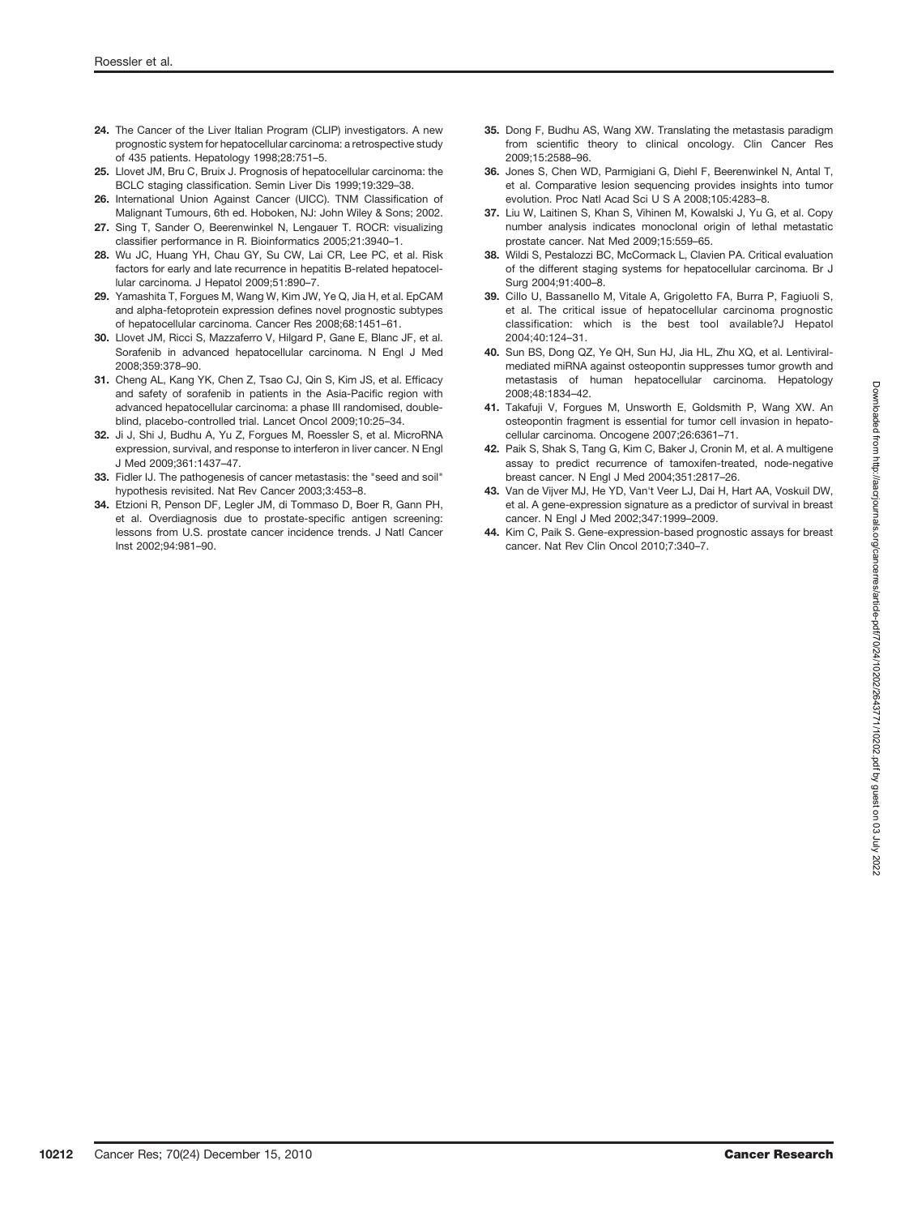24. The Cancer of the Liver Italian Program (CLIP) investigators. A new prognostic system for hepatocellular carcinoma: a retrospective study of 435 patients. Hepatology 1998;28:751–5.
25. Llovet JM, Bru C, Bruix J. Prognosis of hepatocellular carcinoma: the BCLC staging classification. Semin Liver Dis 1999;19:329–38.
26. International Union Against Cancer (UICC). TNM Classification of Malignant Tumours, 6th ed. Hoboken, NJ: John Wiley & Sons; 2002.
27. Sing T, Sander O, Beerenwinkel N, Lengauer T. ROCR: visualizing classifier performance in R. Bioinformatics 2005;21:3940–1.
28. Wu JC, Huang YH, Chau GY, Su CW, Lai CR, Lee PC, et al. Risk factors for early and late recurrence in hepatitis B-related hepatocellular carcinoma. J Hepatol 2009;51:890–7.
29. Yamashita T, Forgues M, Wang W, Kim JW, Ye Q, Jia H, et al. EpCAM and alpha-fetoprotein expression defines novel prognostic subtypes of hepatocellular carcinoma. Cancer Res 2008;68:1451–61.
30. Llovet JM, Ricci S, Mazzaferro V, Hilgard P, Gane E, Blanc JF, et al. Sorafenib in advanced hepatocellular carcinoma. N Engl J Med 2008;359:378–90.
31. Cheng AL, Kang YK, Chen Z, Tsao CJ, Qin S, Kim JS, et al. Efficacy and safety of sorafenib in patients in the Asia-Pacific region with advanced hepatocellular carcinoma: a phase III randomised, double-blind, placebo-controlled trial. Lancet Oncol 2009;10:25–34.
32. Ji J, Shi J, Budhu A, Yu Z, Forgues M, Roessler S, et al. MicroRNA expression, survival, and response to interferon in liver cancer. N Engl J Med 2009;361:1437–47.
33. Fidler IJ. The pathogenesis of cancer metastasis: the "seed and soil" hypothesis revisited. Nat Rev Cancer 2003;3:453–8.
34. Etzioni R, Penson DF, Legler JM, di Tommaso D, Boer R, Gann PH, et al. Overdiagnosis due to prostate-specific antigen screening: lessons from U.S. prostate cancer incidence trends. J Natl Cancer Inst 2002;94:981–90.
35. Dong F, Budhu AS, Wang XW. Translating the metastasis paradigm from scientific theory to clinical oncology. Clin Cancer Res 2009;15:2588–96.
36. Jones S, Chen WD, Parmigiani G, Diehl F, Beerenwinkel N, Antal T, et al. Comparative lesion sequencing provides insights into tumor evolution. Proc Natl Acad Sci U S A 2008;105:4283–8.
37. Liu W, Laitinen S, Khan S, Vihinen M, Kowalski J, Yu G, et al. Copy number analysis indicates monoclonal origin of lethal metastatic prostate cancer. Nat Med 2009;15:559–65.
38. Wildi S, Pestalozzi BC, McCormack L, Clavien PA. Critical evaluation of the different staging systems for hepatocellular carcinoma. Br J Surg 2004;91:400–8.
39. Cillo U, Bassanello M, Vitale A, Grigoletto FA, Burra P, Fagiuoli S, et al. The critical issue of hepatocellular carcinoma prognostic classification: which is the best tool available?J Hepatol 2004;40:124–31.
40. Sun BS, Dong QZ, Ye QH, Sun HJ, Jia HL, Zhu XQ, et al. Lentiviral-mediated miRNA against osteopontin suppresses tumor growth and metastasis of human hepatocellular carcinoma. Hepatology 2008;48:1834–42.
41. Takafuji V, Forgues M, Unsworth E, Goldsmith P, Wang XW. An osteopontin fragment is essential for tumor cell invasion in hepatocellular carcinoma. Oncogene 2007;26:6361–71.
42. Paik S, Shak S, Tang G, Kim C, Baker J, Cronin M, et al. A multigene assay to predict recurrence of tamoxifen-treated, node-negative breast cancer. N Engl J Med 2004;351:2817–26.
43. Van de Vijver MJ, He YD, Van't Veer LJ, Dai H, Hart AA, Voskuil DW, et al. A gene-expression signature as a predictor of survival in breast cancer. N Engl J Med 2002;347:1999–2009.
44. Kim C, Paik S. Gene-expression-based prognostic assays for breast cancer. Nat Rev Clin Oncol 2010;7:340–7.